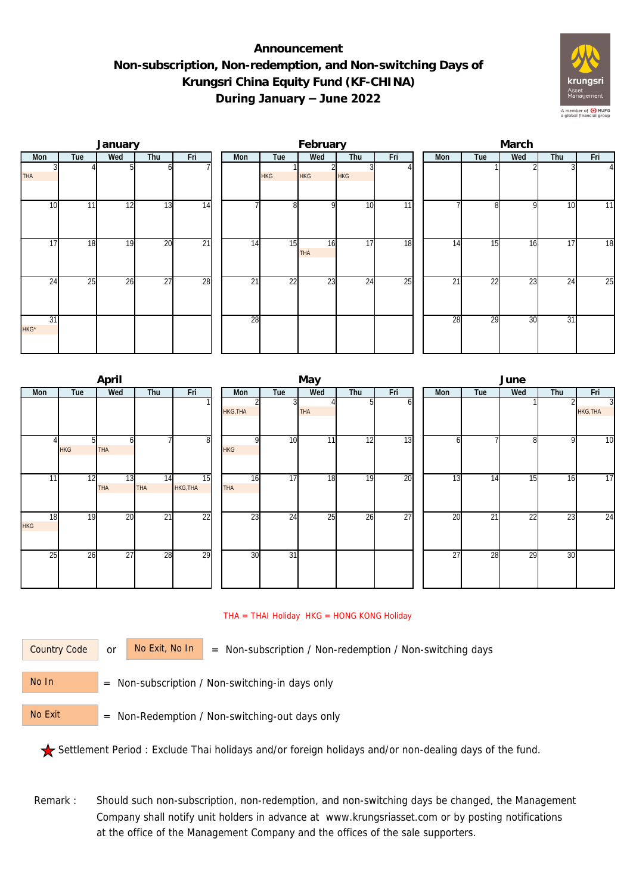# Announcement
# Non-subscription, Non-redemption, and Non-switching Days of Krungsri China Equity Fund (KF-CHINA) During January – June 2022

### January

| Mon | Tue | Wed | Thu | Fri |
|---|---|---|---|---|
| 3 THA | 4 | 5 | 6 | 7 |
| 10 | 11 | 12 | 13 | 14 |
| 17 | 18 | 19 | 20 | 21 |
| 24 | 25 | 26 | 27 | 28 |
| 31 HKG* | | | | |

### February

| Mon | Tue | Wed | Thu | Fri |
|---|---|---|---|---|
| | 1 HKG | 2 HKG | 3 HKG | 4 |
| 7 | 8 | 9 | 10 | 11 |
| 14 | 15 | 16 THA | 17 | 18 |
| 21 | 22 | 23 | 24 | 25 |
| 28 | | | | |

### March

| Mon | Tue | Wed | Thu | Fri |
|---|---|---|---|---|
| | 1 | 2 | 3 | 4 |
| 7 | 8 | 9 | 10 | 11 |
| 14 | 15 | 16 | 17 | 18 |
| 21 | 22 | 23 | 24 | 25 |
| 28 | 29 | 30 | 31 | |

### April

| Mon | Tue | Wed | Thu | Fri |
|---|---|---|---|---|
| | | | | 1 |
| 4 | 5 HKG | 6 THA | 7 | 8 |
| 11 | 12 | 13 THA | 14 THA | 15 HKG,THA |
| 18 HKG | 19 | 20 | 21 | 22 |
| 25 | 26 | 27 | 28 | 29 |

### May

| Mon | Tue | Wed | Thu | Fri |
|---|---|---|---|---|
| 2 HKG,THA | 3 | 4 THA | 5 | 6 |
| 9 HKG | 10 | 11 | 12 | 13 |
| 16 THA | 17 | 18 | 19 | 20 |
| 23 | 24 | 25 | 26 | 27 |
| 30 | 31 | | | |

### June

| Mon | Tue | Wed | Thu | Fri |
|---|---|---|---|---|
| | | 1 | 2 | 3 HKG,THA |
| 6 | 7 | 8 | 9 | 10 |
| 13 | 14 | 15 | 16 | 17 |
| 20 | 21 | 22 | 23 | 24 |
| 27 | 28 | 29 | 30 | |

THA = THAI Holiday HKG = HONG KONG Holiday

Country Code or No Exit, No In = Non-subscription / Non-redemption / Non-switching days

No In = Non-subscription / Non-switching-in days only

No Exit = Non-Redemption / Non-switching-out days only

★ Settlement Period : Exclude Thai holidays and/or foreign holidays and/or non-dealing days of the fund.

Remark : Should such non-subscription, non-redemption, and non-switching days be changed, the Management Company shall notify unit holders in advance at www.krungsriasset.com or by posting notifications at the office of the Management Company and the offices of the sale supporters.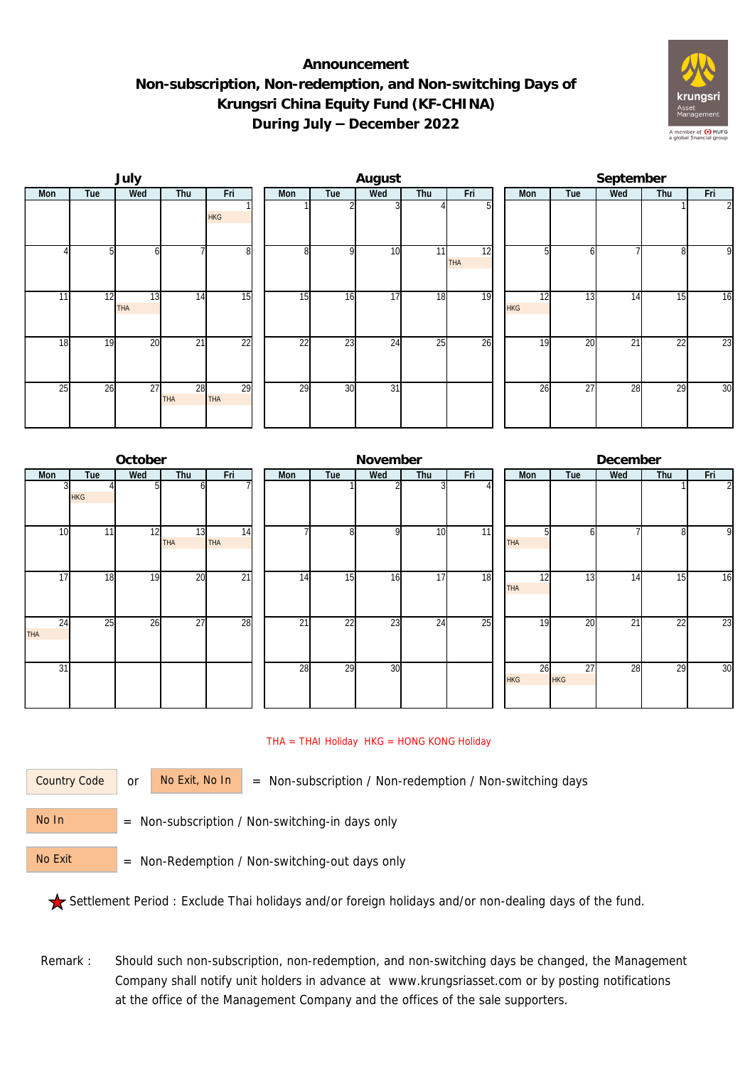# Announcement
# Non-subscription, Non-redemption, and Non-switching Days of Krungsri China Equity Fund (KF-CHINA) During July – December 2022

### July

| Mon | Tue | Wed | Thu | Fri |
|---|---|---|---|---|
| | | | | 1 HKG |
| 4 | 5 | 6 | 7 | 8 |
| 11 | 12 | 13 THA | 14 | 15 |
| 18 | 19 | 20 | 21 | 22 |
| 25 | 26 | 27 | 28 THA | 29 THA |

### August

| Mon | Tue | Wed | Thu | Fri |
|---|---|---|---|---|
| 1 | 2 | 3 | 4 | 5 |
| 8 | 9 | 10 | 11 | 12 THA |
| 15 | 16 | 17 | 18 | 19 |
| 22 | 23 | 24 | 25 | 26 |
| 29 | 30 | 31 | | |

### September

| Mon | Tue | Wed | Thu | Fri |
|---|---|---|---|---|
| | | | 1 | 2 |
| 5 | 6 | 7 | 8 | 9 |
| 12 HKG | 13 | 14 | 15 | 16 |
| 19 | 20 | 21 | 22 | 23 |
| 26 | 27 | 28 | 29 | 30 |

### October

| Mon | Tue | Wed | Thu | Fri |
|---|---|---|---|---|
| 3 | 4 HKG | 5 | 6 | 7 |
| 10 | 11 | 12 | 13 THA | 14 THA |
| 17 | 18 | 19 | 20 | 21 |
| 24 THA | 25 | 26 | 27 | 28 |
| 31 | | | | |

### November

| Mon | Tue | Wed | Thu | Fri |
|---|---|---|---|---|
| | 1 | 2 | 3 | 4 |
| 7 | 8 | 9 | 10 | 11 |
| 14 | 15 | 16 | 17 | 18 |
| 21 | 22 | 23 | 24 | 25 |
| 28 | 29 | 30 | | |

### December

| Mon | Tue | Wed | Thu | Fri |
|---|---|---|---|---|
| | | | 1 | 2 |
| 5 THA | 6 | 7 | 8 | 9 |
| 12 THA | 13 | 14 | 15 | 16 |
| 19 | 20 | 21 | 22 | 23 |
| 26 HKG | 27 HKG | 28 | 29 | 30 |

THA = THAI Holiday HKG = HONG KONG Holiday

Country Code or No Exit, No In = Non-subscription / Non-redemption / Non-switching days

No In = Non-subscription / Non-switching-in days only

No Exit = Non-Redemption / Non-switching-out days only

★ Settlement Period : Exclude Thai holidays and/or foreign holidays and/or non-dealing days of the fund.

Remark : Should such non-subscription, non-redemption, and non-switching days be changed, the Management Company shall notify unit holders in advance at www.krungsriasset.com or by posting notifications at the office of the Management Company and the offices of the sale supporters.